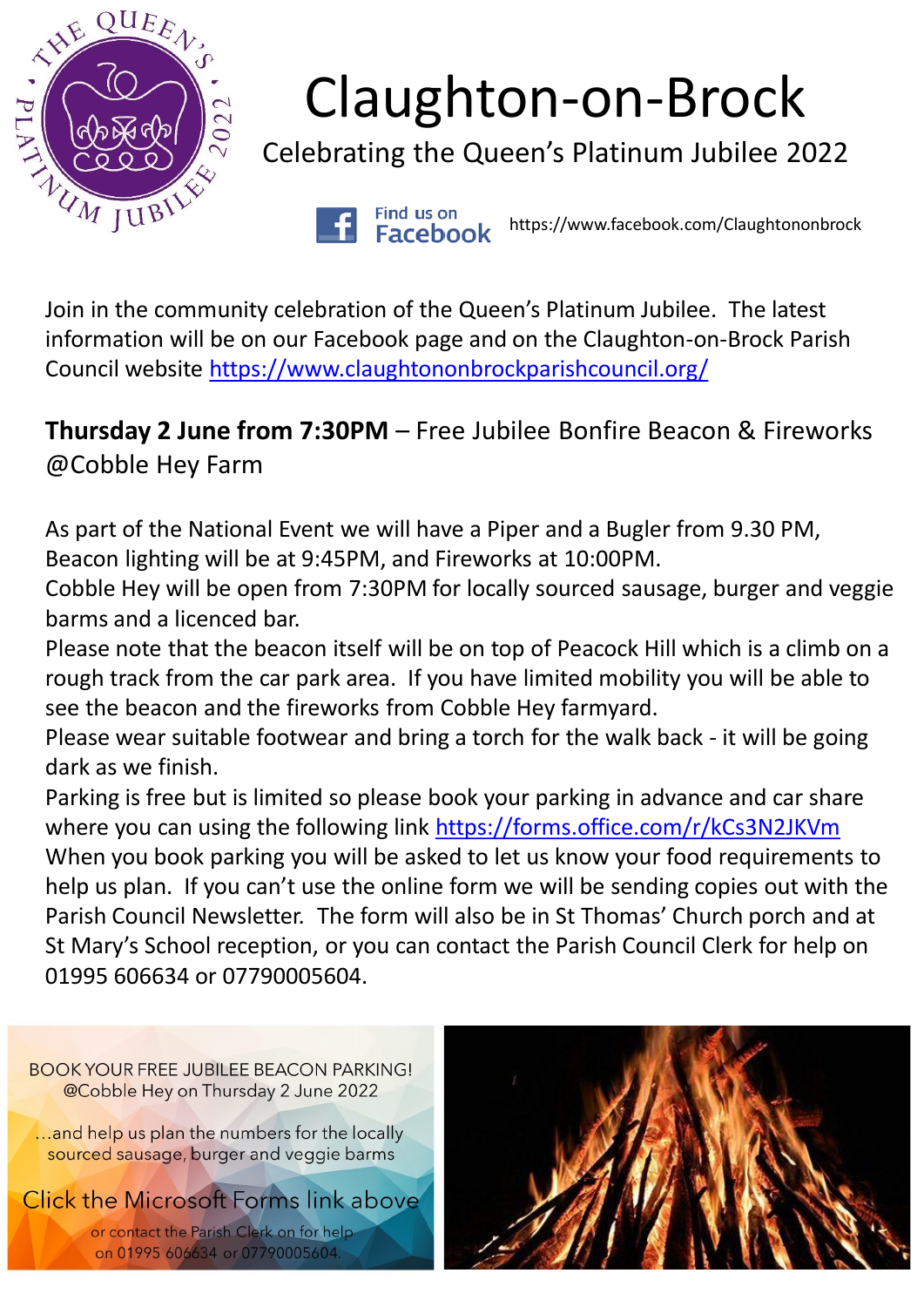# Claughton-on-Brock

Celebrating the Queen's Platinum Jubilee 2022

Find us on Facebook https://www.facebook.com/Claughtononbrock

Join in the community celebration of the Queen's Platinum Jubilee. The latest information will be on our Facebook page and on the Claughton-on-Brock Parish Council website https://www.claughtononbrockparishcouncil.org/

**Thursday 2 June from 7:30PM** – Free Jubilee Bonfire Beacon & Fireworks @Cobble Hey Farm

As part of the National Event we will have a Piper and a Bugler from 9.30 PM, Beacon lighting will be at 9:45PM, and Fireworks at 10:00PM.
Cobble Hey will be open from 7:30PM for locally sourced sausage, burger and veggie barms and a licenced bar.
Please note that the beacon itself will be on top of Peacock Hill which is a climb on a rough track from the car park area. If you have limited mobility you will be able to see the beacon and the fireworks from Cobble Hey farmyard.
Please wear suitable footwear and bring a torch for the walk back - it will be going dark as we finish.
Parking is free but is limited so please book your parking in advance and car share where you can using the following link https://forms.office.com/r/kCs3N2JKVm
When you book parking you will be asked to let us know your food requirements to help us plan. If you can't use the online form we will be sending copies out with the Parish Council Newsletter. The form will also be in St Thomas' Church porch and at St Mary's School reception, or you can contact the Parish Council Clerk for help on 01995 606634 or 07790005604.

BOOK YOUR FREE JUBILEE BEACON PARKING!
@Cobble Hey on Thursday 2 June 2022

...and help us plan the numbers for the locally sourced sausage, burger and veggie barms

Click the Microsoft Forms link above

or contact the Parish Clerk on for help on 01995 606634 or 07790005604.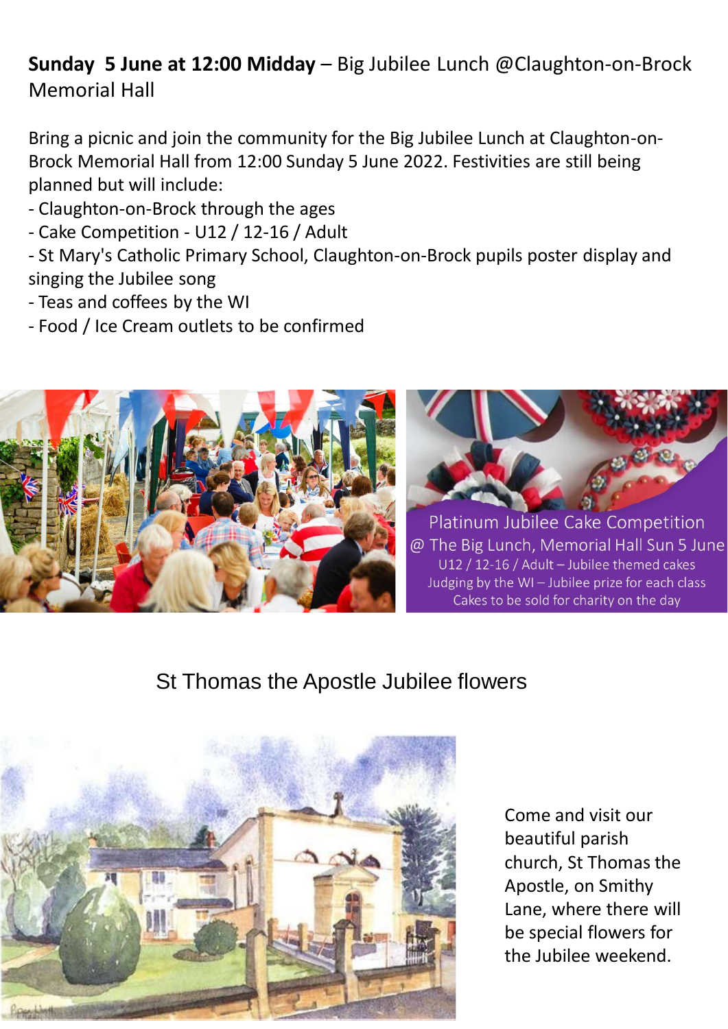**Sunday 5 June at 12:00 Midday** – Big Jubilee Lunch @Claughton-on-Brock Memorial Hall

Bring a picnic and join the community for the Big Jubilee Lunch at Claughton-on-Brock Memorial Hall from 12:00 Sunday 5 June 2022. Festivities are still being planned but will include:

- Claughton-on-Brock through the ages
- Cake Competition - U12 / 12-16 / Adult
- St Mary's Catholic Primary School, Claughton-on-Brock pupils poster display and singing the Jubilee song
- Teas and coffees by the WI
- Food / Ice Cream outlets to be confirmed

Platinum Jubilee Cake Competition
@ The Big Lunch, Memorial Hall Sun 5 June
U12 / 12-16 / Adult – Jubilee themed cakes
Judging by the WI – Jubilee prize for each class
Cakes to be sold for charity on the day

## St Thomas the Apostle Jubilee flowers

Come and visit our beautiful parish church, St Thomas the Apostle, on Smithy Lane, where there will be special flowers for the Jubilee weekend.